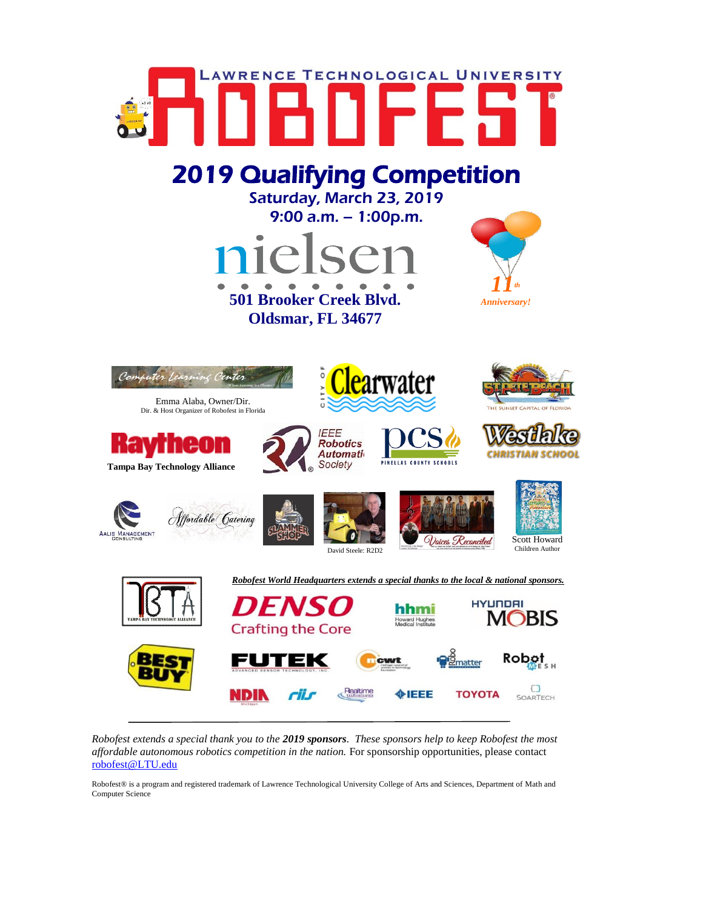# LAWRENCE TECHNOLOGICAL UNIVERSITY ROBOFEST®

## 2019 Qualifying Competition

Saturday, March 23, 2019

9:00 a.m. – 1:00p.m.

nielsen

**501 Brooker Creek Blvd.**
**Oldsmar, FL 34677**

*11th Anniversary!*

Computer Learning Center

Emma Alaba, Owner/Dir.
Dir. & Host Organizer of Robofest in Florida

City of Clearwater

St Pete Beach – The Sunset Capital of Florida

Raytheon

**Tampa Bay Technology Alliance**

IEEE Robotics Automation Society

PCS Pinellas County Schools

Westlake Christian School

Aalis Management Consulting

Affordable Catering

Slammer Shop

David Steele: R2D2

Voices Reconciled

Scott Howard
Children Author

***Robofest World Headquarters extends a special thanks to the local & national sponsors.***

TBTA Tampa Bay Technology Alliance

DENSO Crafting the Core

hhmi Howard Hughes Medical Institute

HYUNDAI MOBIS

BEST BUY

FUTEK Advanced Sensor Technology, Inc.

mcwt

Robomatter

Robot MESH

NDIA Michigan

riis

Realtime Technologies

IEEE

TOYOTA

SOARTECH

*Robofest extends a special thank you to the* ***2019 sponsors***. *These sponsors help to keep Robofest the most affordable autonomous robotics competition in the nation.* For sponsorship opportunities, please contact robofest@LTU.edu

Robofest® is a program and registered trademark of Lawrence Technological University College of Arts and Sciences, Department of Math and Computer Science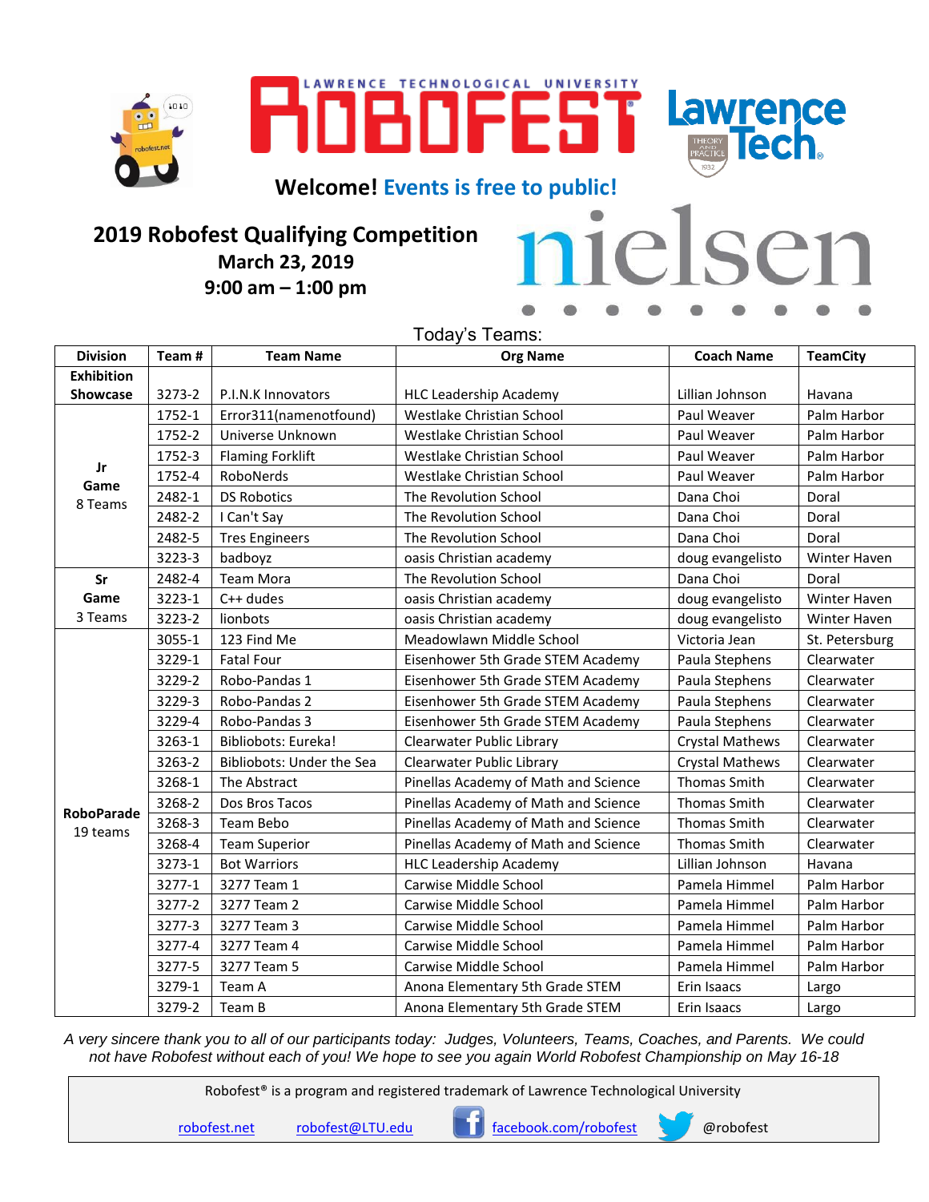LAWRENCE TECHNOLOGICAL UNIVERSITY ROBOFEST® Lawrence Tech

**Welcome! Events is free to public!**

## 2019 Robofest Qualifying Competition

**March 23, 2019**

**9:00 am – 1:00 pm**

nielsen

Today's Teams:

| Division | Team # | Team Name | Org Name | Coach Name | TeamCity |
|---|---|---|---|---|---|
| **Exhibition Showcase** | 3273-2 | P.I.N.K Innovators | HLC Leadership Academy | Lillian Johnson | Havana |
| **Jr Game** 8 Teams | 1752-1 | Error311(namenotfound) | Westlake Christian School | Paul Weaver | Palm Harbor |
| | 1752-2 | Universe Unknown | Westlake Christian School | Paul Weaver | Palm Harbor |
| | 1752-3 | Flaming Forklift | Westlake Christian School | Paul Weaver | Palm Harbor |
| | 1752-4 | RoboNerds | Westlake Christian School | Paul Weaver | Palm Harbor |
| | 2482-1 | DS Robotics | The Revolution School | Dana Choi | Doral |
| | 2482-2 | I Can't Say | The Revolution School | Dana Choi | Doral |
| | 2482-5 | Tres Engineers | The Revolution School | Dana Choi | Doral |
| | 3223-3 | badboyz | oasis Christian academy | doug evangelisto | Winter Haven |
| **Sr Game** 3 Teams | 2482-4 | Team Mora | The Revolution School | Dana Choi | Doral |
| | 3223-1 | C++ dudes | oasis Christian academy | doug evangelisto | Winter Haven |
| | 3223-2 | lionbots | oasis Christian academy | doug evangelisto | Winter Haven |
| **RoboParade** 19 teams | 3055-1 | 123 Find Me | Meadowlawn Middle School | Victoria Jean | St. Petersburg |
| | 3229-1 | Fatal Four | Eisenhower 5th Grade STEM Academy | Paula Stephens | Clearwater |
| | 3229-2 | Robo-Pandas 1 | Eisenhower 5th Grade STEM Academy | Paula Stephens | Clearwater |
| | 3229-3 | Robo-Pandas 2 | Eisenhower 5th Grade STEM Academy | Paula Stephens | Clearwater |
| | 3229-4 | Robo-Pandas 3 | Eisenhower 5th Grade STEM Academy | Paula Stephens | Clearwater |
| | 3263-1 | Bibliobots: Eureka! | Clearwater Public Library | Crystal Mathews | Clearwater |
| | 3263-2 | Bibliobots: Under the Sea | Clearwater Public Library | Crystal Mathews | Clearwater |
| | 3268-1 | The Abstract | Pinellas Academy of Math and Science | Thomas Smith | Clearwater |
| | 3268-2 | Dos Bros Tacos | Pinellas Academy of Math and Science | Thomas Smith | Clearwater |
| | 3268-3 | Team Bebo | Pinellas Academy of Math and Science | Thomas Smith | Clearwater |
| | 3268-4 | Team Superior | Pinellas Academy of Math and Science | Thomas Smith | Clearwater |
| | 3273-1 | Bot Warriors | HLC Leadership Academy | Lillian Johnson | Havana |
| | 3277-1 | 3277 Team 1 | Carwise Middle School | Pamela Himmel | Palm Harbor |
| | 3277-2 | 3277 Team 2 | Carwise Middle School | Pamela Himmel | Palm Harbor |
| | 3277-3 | 3277 Team 3 | Carwise Middle School | Pamela Himmel | Palm Harbor |
| | 3277-4 | 3277 Team 4 | Carwise Middle School | Pamela Himmel | Palm Harbor |
| | 3277-5 | 3277 Team 5 | Carwise Middle School | Pamela Himmel | Palm Harbor |
| | 3279-1 | Team A | Anona Elementary 5th Grade STEM | Erin Isaacs | Largo |
| | 3279-2 | Team B | Anona Elementary 5th Grade STEM | Erin Isaacs | Largo |

*A very sincere thank you to all of our participants today: Judges, Volunteers, Teams, Coaches, and Parents. We could not have Robofest without each of you! We hope to see you again World Robofest Championship on May 16-18*

Robofest® is a program and registered trademark of Lawrence Technological University

robofest.net robofest@LTU.edu facebook.com/robofest @robofest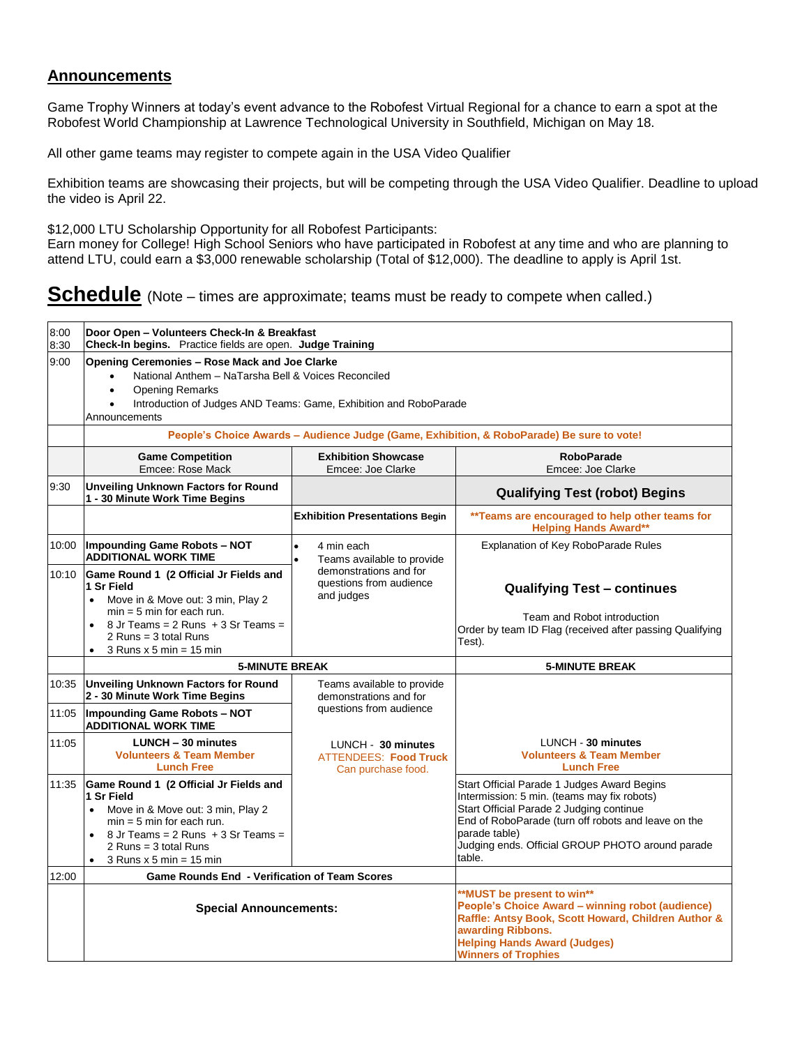## Announcements

Game Trophy Winners at today's event advance to the Robofest Virtual Regional for a chance to earn a spot at the Robofest World Championship at Lawrence Technological University in Southfield, Michigan on May 18.

All other game teams may register to compete again in the USA Video Qualifier

Exhibition teams are showcasing their projects, but will be competing through the USA Video Qualifier. Deadline to upload the video is April 22.

$12,000 LTU Scholarship Opportunity for all Robofest Participants:
Earn money for College! High School Seniors who have participated in Robofest at any time and who are planning to attend LTU, could earn a $3,000 renewable scholarship (Total of $12,000). The deadline to apply is April 1st.

## Schedule (Note – times are approximate; teams must be ready to compete when called.)

| | | | |
|---|---|---|---|
| 8:00<br>8:30 | **Door Open – Volunteers Check-In & Breakfast**<br>**Check-In begins.** Practice fields are open. **Judge Training** | | |
| 9:00 | **Opening Ceremonies – Rose Mack and Joe Clarke**<br>• National Anthem – NaTarsha Bell & Voices Reconciled<br>• Opening Remarks<br>• Introduction of Judges AND Teams: Game, Exhibition and RoboParade<br>Announcements | | |
| | **People's Choice Awards – Audience Judge (Game, Exhibition, & RoboParade) Be sure to vote!** | | |
| | **Game Competition**<br>Emcee: Rose Mack | **Exhibition Showcase**<br>Emcee: Joe Clarke | **RoboParade**<br>Emcee: Joe Clarke |
| 9:30 | **Unveiling Unknown Factors for Round 1 - 30 Minute Work Time Begins** | | **Qualifying Test (robot) Begins** |
| | | **Exhibition Presentations Begin** | **\*\*Teams are encouraged to help other teams for Helping Hands Award\*\*** |
| 10:00 | **Impounding Game Robots – NOT ADDITIONAL WORK TIME** | • 4 min each<br>• Teams available to provide demonstrations and for questions from audience and judges | Explanation of Key RoboParade Rules<br><br>**Qualifying Test – continues**<br><br>Team and Robot introduction<br>Order by team ID Flag (received after passing Qualifying Test). |
| 10:10 | **Game Round 1 (2 Official Jr Fields and 1 Sr Field**<br>• Move in & Move out: 3 min, Play 2 min = 5 min for each run.<br>• 8 Jr Teams = 2 Runs + 3 Sr Teams = 2 Runs = 3 total Runs<br>• 3 Runs x 5 min = 15 min | | |
| | **5-MINUTE BREAK** | | **5-MINUTE BREAK** |
| 10:35 | **Unveiling Unknown Factors for Round 2 - 30 Minute Work Time Begins** | Teams available to provide demonstrations and for questions from audience | |
| 11:05 | **Impounding Game Robots – NOT ADDITIONAL WORK TIME** | | |
| 11:05 | **LUNCH – 30 minutes**<br>**Volunteers & Team Member Lunch Free** | LUNCH - **30 minutes**<br>ATTENDEES: **Food Truck**<br>Can purchase food. | LUNCH - **30 minutes**<br>**Volunteers & Team Member Lunch Free** |
| 11:35 | **Game Round 1 (2 Official Jr Fields and 1 Sr Field**<br>• Move in & Move out: 3 min, Play 2 min = 5 min for each run.<br>• 8 Jr Teams = 2 Runs + 3 Sr Teams = 2 Runs = 3 total Runs<br>• 3 Runs x 5 min = 15 min | | Start Official Parade 1 Judges Award Begins<br>Intermission: 5 min. (teams may fix robots)<br>Start Official Parade 2 Judging continue<br>End of RoboParade (turn off robots and leave on the parade table)<br>Judging ends. Official GROUP PHOTO around parade table. |
| 12:00 | **Game Rounds End - Verification of Team Scores** | | |
| | **Special Announcements:** | | **\*\*MUST be present to win\*\***<br>**People's Choice Award – winning robot (audience)**<br>**Raffle: Antsy Book, Scott Howard, Children Author & awarding Ribbons.**<br>**Helping Hands Award (Judges)**<br>**Winners of Trophies** |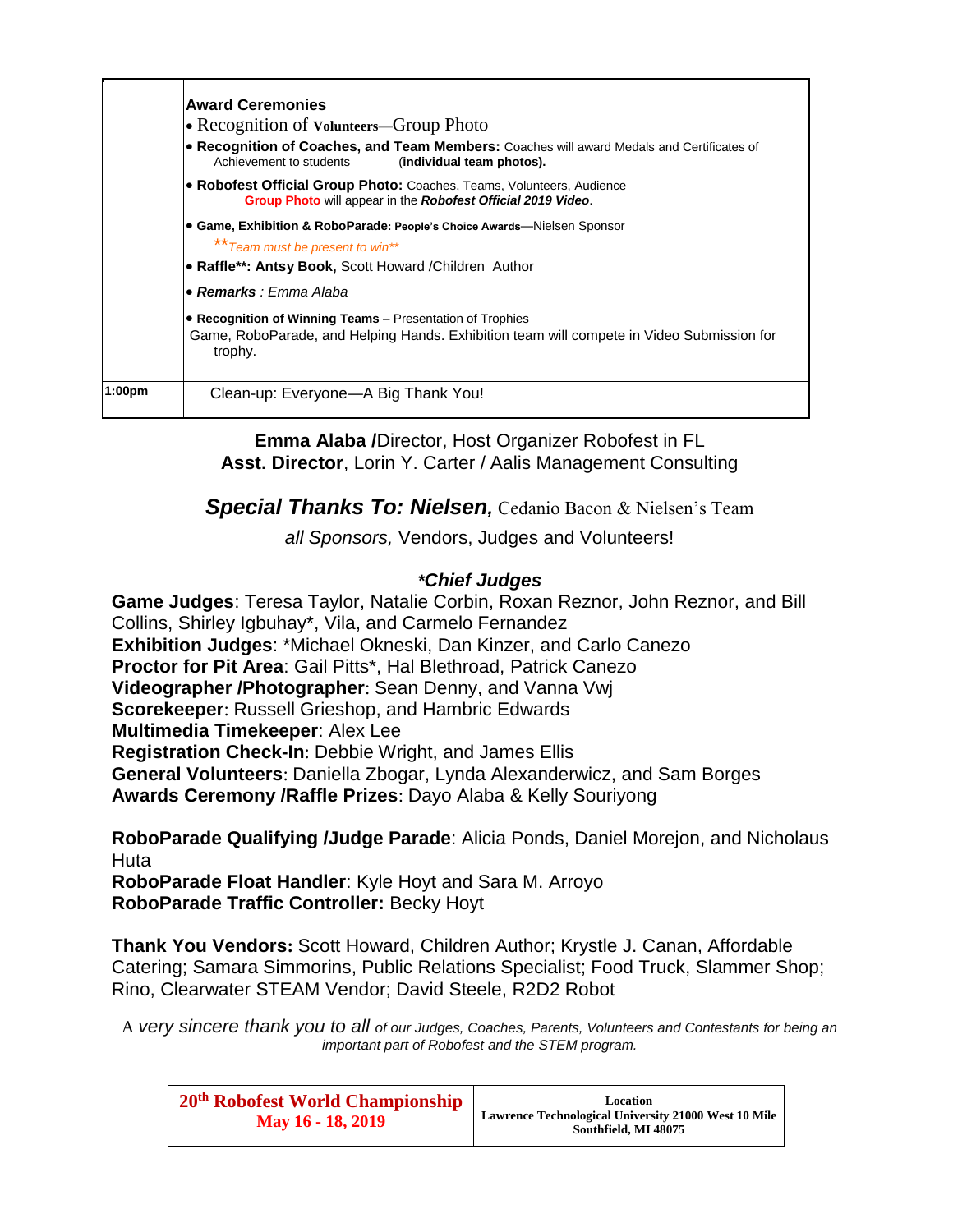| | |
|---|---|
| | **Award Ceremonies**<br>• Recognition of **Volunteers**—Group Photo<br>• **Recognition of Coaches, and Team Members:** Coaches will award Medals and Certificates of Achievement to students (**individual team photos).**<br>• **Robofest Official Group Photo:** Coaches, Teams, Volunteers, Audience **Group Photo** will appear in the ***Robofest Official 2019 Video***.<br>• **Game, Exhibition & RoboParade: People's Choice Awards**—Nielsen Sponsor<br>*\*\*Team must be present to win\*\**<br>• **Raffle\*\*: Antsy Book,** Scott Howard /Children Author<br>• ***Remarks*** *: Emma Alaba*<br>• **Recognition of Winning Teams** – Presentation of Trophies<br>Game, RoboParade, and Helping Hands. Exhibition team will compete in Video Submission for trophy. |
| **1:00pm** | Clean-up: Everyone—A Big Thank You! |

**Emma Alaba /**Director, Host Organizer Robofest in FL
**Asst. Director**, Lorin Y. Carter / Aalis Management Consulting

***Special Thanks To: Nielsen,*** Cedanio Bacon & Nielsen's Team

*all Sponsors,* Vendors, Judges and Volunteers!

***\*Chief Judges***

**Game Judges**: Teresa Taylor, Natalie Corbin, Roxan Reznor, John Reznor, and Bill Collins, Shirley Igbuhay\*, Vila, and Carmelo Fernandez
**Exhibition Judges**: \*Michael Okneski, Dan Kinzer, and Carlo Canezo
**Proctor for Pit Area**: Gail Pitts\*, Hal Blethroad, Patrick Canezo
**Videographer /Photographer**: Sean Denny, and Vanna Vwj
**Scorekeeper**: Russell Grieshop, and Hambric Edwards
**Multimedia Timekeeper**: Alex Lee
**Registration Check-In**: Debbie Wright, and James Ellis
**General Volunteers**: Daniella Zbogar, Lynda Alexanderwicz, and Sam Borges
**Awards Ceremony /Raffle Prizes**: Dayo Alaba & Kelly Souriyong

**RoboParade Qualifying /Judge Parade**: Alicia Ponds, Daniel Morejon, and Nicholaus Huta
**RoboParade Float Handler**: Kyle Hoyt and Sara M. Arroyo
**RoboParade Traffic Controller:** Becky Hoyt

**Thank You Vendors:** Scott Howard, Children Author; Krystle J. Canan, Affordable Catering; Samara Simmorins, Public Relations Specialist; Food Truck, Slammer Shop; Rino, Clearwater STEAM Vendor; David Steele, R2D2 Robot

A *very sincere thank you to all of our Judges, Coaches, Parents, Volunteers and Contestants for being an important part of Robofest and the STEM program.*

| | |
|---|---|
| **20th Robofest World Championship**<br>**May 16 - 18, 2019** | **Location**<br>**Lawrence Technological University 21000 West 10 Mile Southfield, MI 48075** |